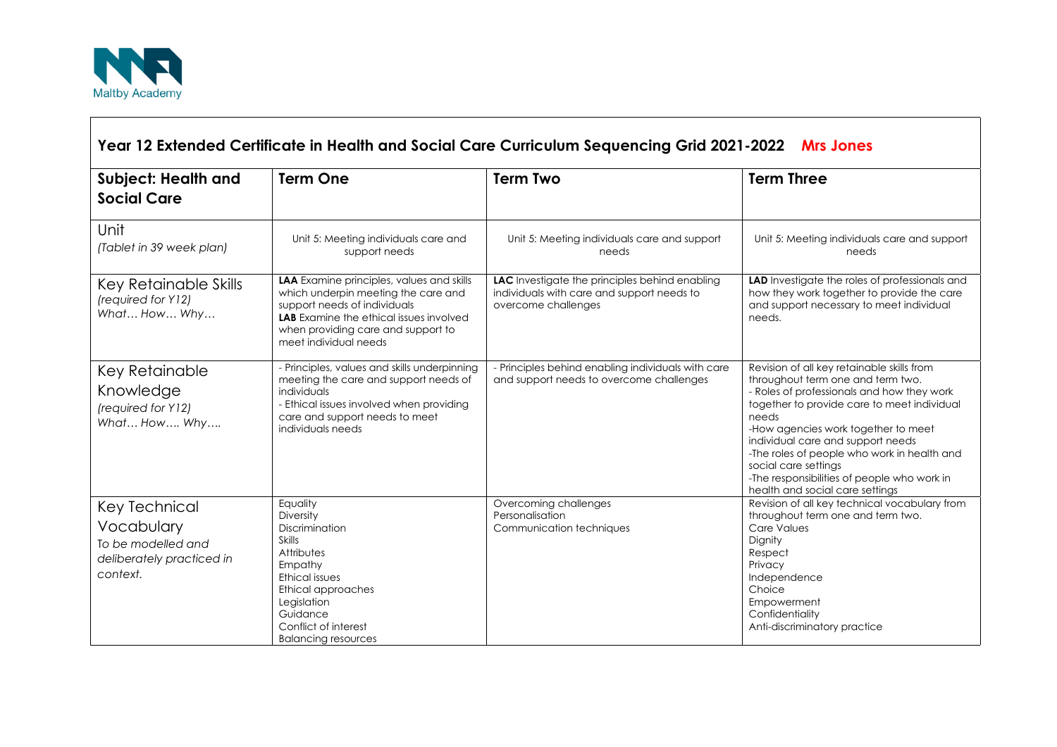Maltby Academy

## Year 12 Extended Certificate in Health and Social Care Curriculum Sequencing Grid 2021-2022 Mrs Jones

| Subject: Health and Social Care | Term One | Term Two | Term Three |
| --- | --- | --- | --- |
| Unit<br>*(Tablet in 39 week plan)* | Unit 5: Meeting individuals care and support needs | Unit 5: Meeting individuals care and support needs | Unit 5: Meeting individuals care and support needs |
| Key Retainable Skills<br>*(required for Y12)*<br>*What… How… Why…* | **LAA** Examine principles, values and skills which underpin meeting the care and support needs of individuals<br>**LAB** Examine the ethical issues involved when providing care and support to meet individual needs | **LAC** Investigate the principles behind enabling individuals with care and support needs to overcome challenges | **LAD** Investigate the roles of professionals and how they work together to provide the care and support necessary to meet individual needs. |
| Key Retainable Knowledge<br>*(required for Y12)*<br>*What… How…. Why….* | - Principles, values and skills underpinning meeting the care and support needs of individuals<br>- Ethical issues involved when providing care and support needs to meet individuals needs | - Principles behind enabling individuals with care and support needs to overcome challenges | Revision of all key retainable skills from throughout term one and term two.<br>- Roles of professionals and how they work together to provide care to meet individual needs<br>-How agencies work together to meet individual care and support needs<br>-The roles of people who work in health and social care settings<br>-The responsibilities of people who work in health and social care settings |
| Key Technical Vocabulary<br>*To be modelled and deliberately practiced in context.* | Equality<br>Diversity<br>Discrimination<br>Skills<br>Attributes<br>Empathy<br>Ethical issues<br>Ethical approaches<br>Legislation<br>Guidance<br>Conflict of interest<br>Balancing resources | Overcoming challenges<br>Personalisation<br>Communication techniques | Revision of all key technical vocabulary from throughout term one and term two.<br>Care Values<br>Dignity<br>Respect<br>Privacy<br>Independence<br>Choice<br>Empowerment<br>Confidentiality<br>Anti-discriminatory practice |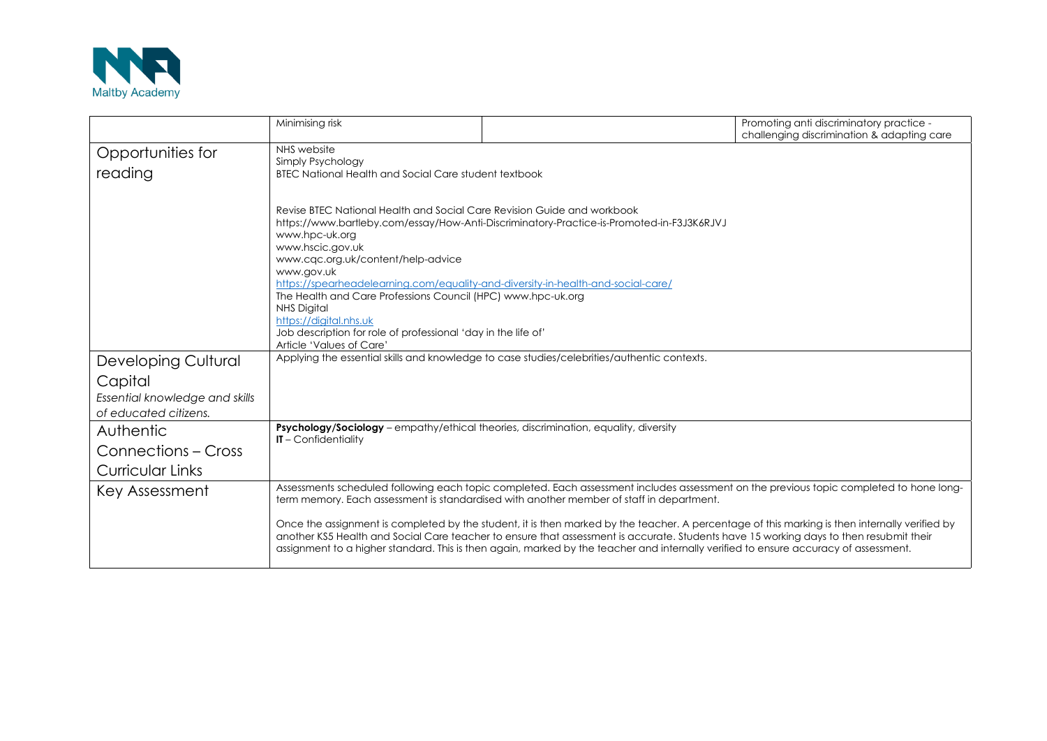| | | | |
|---|---|---|---|
| | Minimising risk | | Promoting anti discriminatory practice - challenging discrimination & adapting care |
| Opportunities for reading | NHS website<br>Simply Psychology<br>BTEC National Health and Social Care student textbook<br><br>Revise BTEC National Health and Social Care Revision Guide and workbook<br>https://www.bartleby.com/essay/How-Anti-Discriminatory-Practice-is-Promoted-in-F3J3K6RJVJ<br>www.hpc-uk.org<br>www.hscic.gov.uk<br>www.cqc.org.uk/content/help-advice<br>www.gov.uk<br>https://spearheadelearning.com/equality-and-diversity-in-health-and-social-care/<br>The Health and Care Professions Council (HPC) www.hpc-uk.org<br>NHS Digital<br>https://digital.nhs.uk<br>Job description for role of professional 'day in the life of'<br>Article 'Values of Care' | | |
| Developing Cultural Capital<br>*Essential knowledge and skills of educated citizens.* | Applying the essential skills and knowledge to case studies/celebrities/authentic contexts. | | |
| Authentic Connections – Cross Curricular Links | **Psychology/Sociology** – empathy/ethical theories, discrimination, equality, diversity<br>**IT** – Confidentiality | | |
| Key Assessment | Assessments scheduled following each topic completed. Each assessment includes assessment on the previous topic completed to hone long-term memory. Each assessment is standardised with another member of staff in department.<br><br>Once the assignment is completed by the student, it is then marked by the teacher. A percentage of this marking is then internally verified by another KS5 Health and Social Care teacher to ensure that assessment is accurate. Students have 15 working days to then resubmit their assignment to a higher standard. This is then again, marked by the teacher and internally verified to ensure accuracy of assessment. | | |